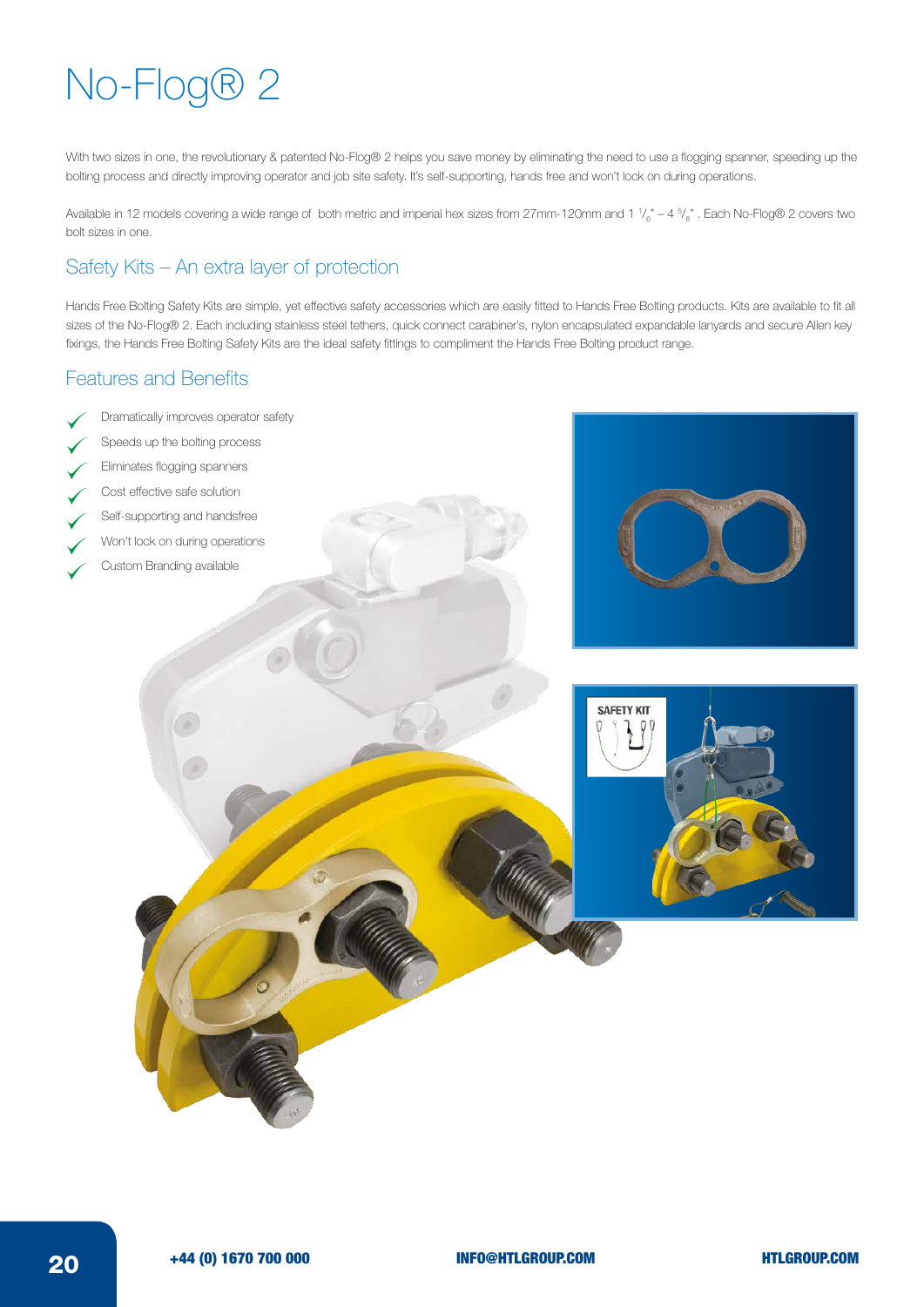# No-Flog® 2

With two sizes in one, the revolutionary & patented No-Flog® 2 helps you save money by eliminating the need to use a flogging spanner, speeding up the bolting process and directly improving operator and job site safety. It's self-supporting, hands free and won't lock on during operations.

Available in 12 models covering a wide range of both metric and imperial hex sizes from 27mm-120mm and 1 $^{1}/_{6}$" – 4 $^{5}/_{8}$" . Each No-Flog® 2 covers two bolt sizes in one.

## Safety Kits – An extra layer of protection

Hands Free Bolting Safety Kits are simple, yet effective safety accessories which are easily fitted to Hands Free Bolting products. Kits are available to fit all sizes of the No-Flog® 2. Each including stainless steel tethers, quick connect carabiner's, nylon encapsulated expandable lanyards and secure Allen key fixings, the Hands Free Bolting Safety Kits are the ideal safety fittings to compliment the Hands Free Bolting product range.

## Features and Benefits

- ✓ Dramatically improves operator safety
- ✓ Speeds up the bolting process
- ✓ Eliminates flogging spanners
- ✓ Cost effective safe solution
- ✓ Self-supporting and handsfree
- ✓ Won't lock on during operations
- ✓ Custom Branding available

SAFETY KIT

+44 (0) 1670 700 000 INFO@HTLGROUP.COM HTLGROUP.COM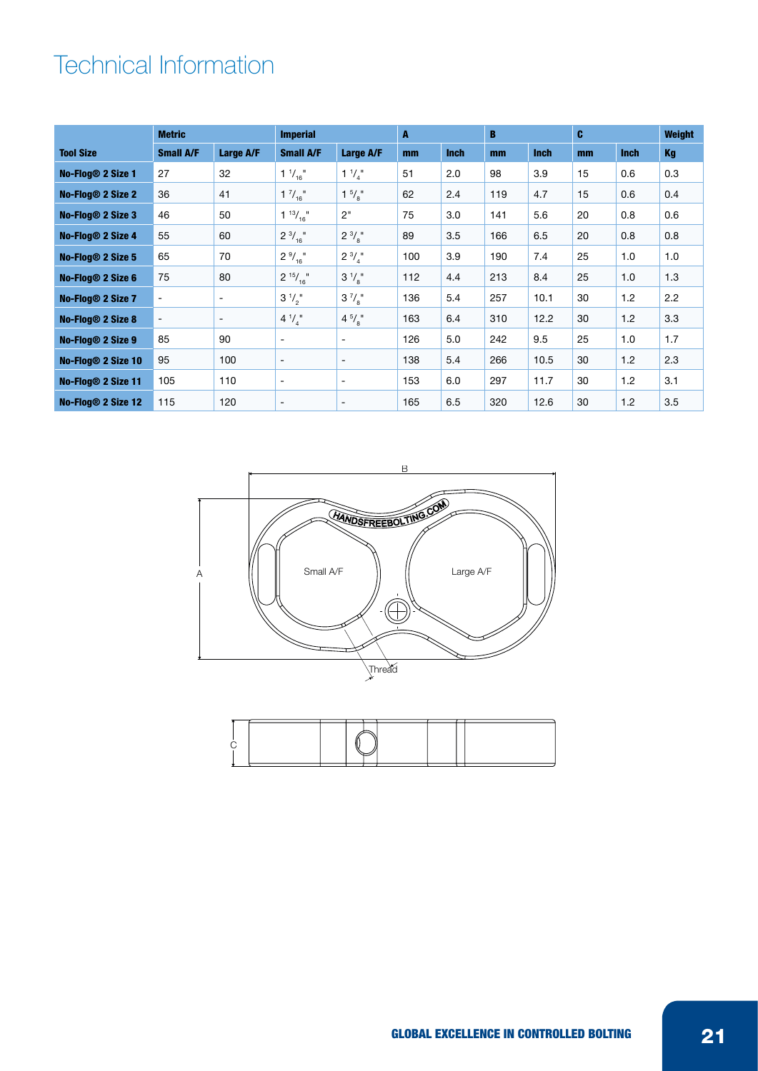# Technical Information

| | Metric | | Imperial | | A | | B | | C | | Weight |
|---|---|---|---|---|---|---|---|---|---|---|---|
| **Tool Size** | **Small A/F** | **Large A/F** | **Small A/F** | **Large A/F** | **mm** | **Inch** | **mm** | **Inch** | **mm** | **Inch** | **Kg** |
| **No-Flog® 2 Size 1** | 27 | 32 | 1 1/16" | 1 1/4" | 51 | 2.0 | 98 | 3.9 | 15 | 0.6 | 0.3 |
| **No-Flog® 2 Size 2** | 36 | 41 | 1 7/16" | 1 5/8" | 62 | 2.4 | 119 | 4.7 | 15 | 0.6 | 0.4 |
| **No-Flog® 2 Size 3** | 46 | 50 | 1 13/16" | 2" | 75 | 3.0 | 141 | 5.6 | 20 | 0.8 | 0.6 |
| **No-Flog® 2 Size 4** | 55 | 60 | 2 3/16" | 2 3/8" | 89 | 3.5 | 166 | 6.5 | 20 | 0.8 | 0.8 |
| **No-Flog® 2 Size 5** | 65 | 70 | 2 9/16" | 2 3/4" | 100 | 3.9 | 190 | 7.4 | 25 | 1.0 | 1.0 |
| **No-Flog® 2 Size 6** | 75 | 80 | 2 15/16" | 3 1/8" | 112 | 4.4 | 213 | 8.4 | 25 | 1.0 | 1.3 |
| **No-Flog® 2 Size 7** | - | - | 3 1/2" | 3 7/8" | 136 | 5.4 | 257 | 10.1 | 30 | 1.2 | 2.2 |
| **No-Flog® 2 Size 8** | - | - | 4 1/4" | 4 5/8" | 163 | 6.4 | 310 | 12.2 | 30 | 1.2 | 3.3 |
| **No-Flog® 2 Size 9** | 85 | 90 | - | - | 126 | 5.0 | 242 | 9.5 | 25 | 1.0 | 1.7 |
| **No-Flog® 2 Size 10** | 95 | 100 | - | - | 138 | 5.4 | 266 | 10.5 | 30 | 1.2 | 2.3 |
| **No-Flog® 2 Size 11** | 105 | 110 | - | - | 153 | 6.0 | 297 | 11.7 | 30 | 1.2 | 3.1 |
| **No-Flog® 2 Size 12** | 115 | 120 | - | - | 165 | 6.5 | 320 | 12.6 | 30 | 1.2 | 3.5 |

B

A

HANDSFREEBOLTING.COM

Small A/F

Large A/F

Thread

C

**GLOBAL EXCELLENCE IN CONTROLLED BOLTING**